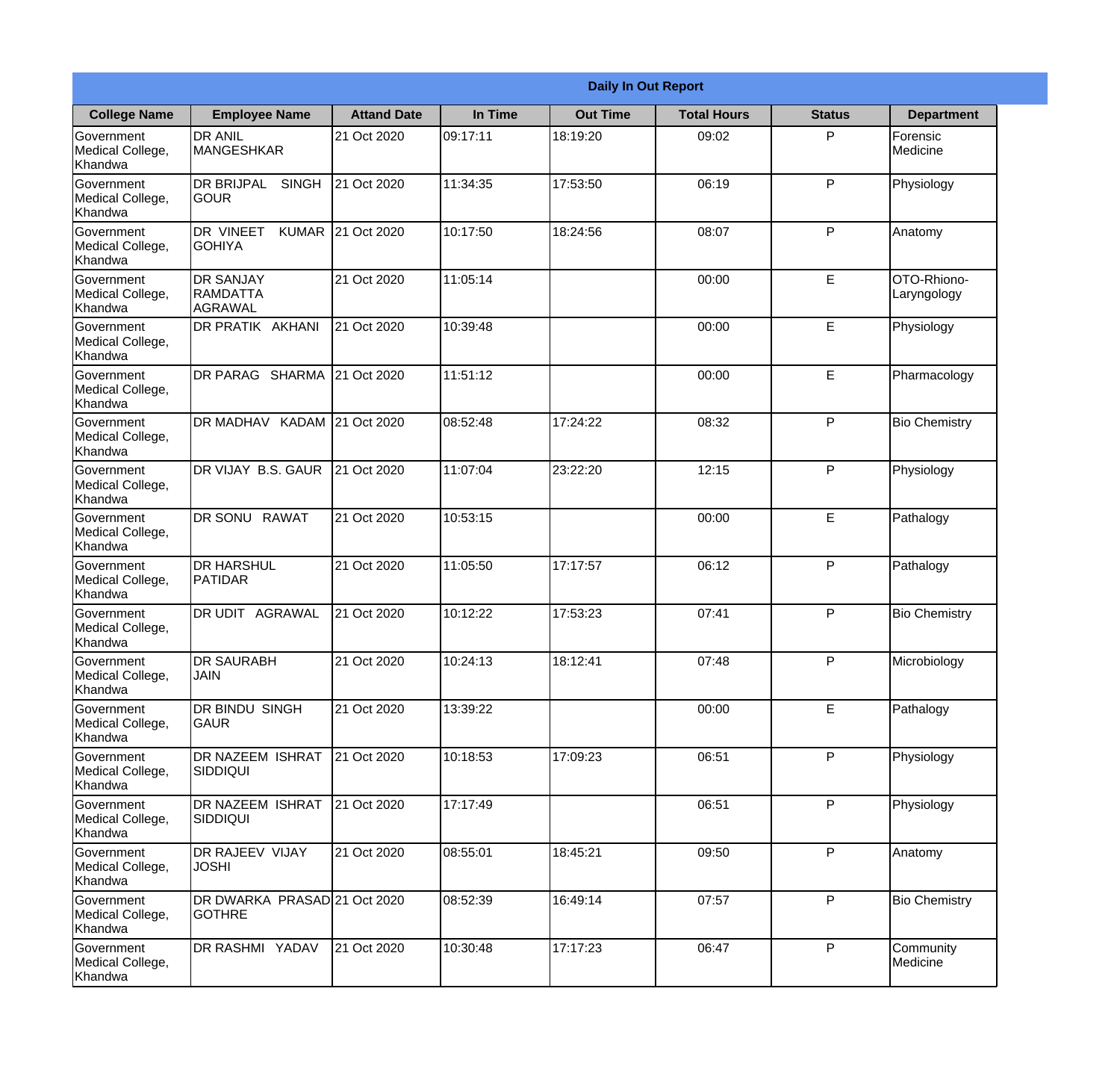| Daily In Out Report | | | | | | | |
|---|---|---|---|---|---|---|---|
| **College Name** | **Employee Name** | **Attand Date** | **In Time** | **Out Time** | **Total Hours** | **Status** | **Department** |
| Government Medical College, Khandwa | DR ANIL MANGESHKAR | 21 Oct 2020 | 09:17:11 | 18:19:20 | 09:02 | P | Forensic Medicine |
| Government Medical College, Khandwa | DR BRIJPAL SINGH GOUR | 21 Oct 2020 | 11:34:35 | 17:53:50 | 06:19 | P | Physiology |
| Government Medical College, Khandwa | DR VINEET KUMAR GOHIYA | 21 Oct 2020 | 10:17:50 | 18:24:56 | 08:07 | P | Anatomy |
| Government Medical College, Khandwa | DR SANJAY RAMDATTA AGRAWAL | 21 Oct 2020 | 11:05:14 | | 00:00 | E | OTO-Rhiono-Laryngology |
| Government Medical College, Khandwa | DR PRATIK AKHANI | 21 Oct 2020 | 10:39:48 | | 00:00 | E | Physiology |
| Government Medical College, Khandwa | DR PARAG SHARMA | 21 Oct 2020 | 11:51:12 | | 00:00 | E | Pharmacology |
| Government Medical College, Khandwa | DR MADHAV KADAM | 21 Oct 2020 | 08:52:48 | 17:24:22 | 08:32 | P | Bio Chemistry |
| Government Medical College, Khandwa | DR VIJAY B.S. GAUR | 21 Oct 2020 | 11:07:04 | 23:22:20 | 12:15 | P | Physiology |
| Government Medical College, Khandwa | DR SONU RAWAT | 21 Oct 2020 | 10:53:15 | | 00:00 | E | Pathalogy |
| Government Medical College, Khandwa | DR HARSHUL PATIDAR | 21 Oct 2020 | 11:05:50 | 17:17:57 | 06:12 | P | Pathalogy |
| Government Medical College, Khandwa | DR UDIT AGRAWAL | 21 Oct 2020 | 10:12:22 | 17:53:23 | 07:41 | P | Bio Chemistry |
| Government Medical College, Khandwa | DR SAURABH JAIN | 21 Oct 2020 | 10:24:13 | 18:12:41 | 07:48 | P | Microbiology |
| Government Medical College, Khandwa | DR BINDU SINGH GAUR | 21 Oct 2020 | 13:39:22 | | 00:00 | E | Pathalogy |
| Government Medical College, Khandwa | DR NAZEEM ISHRAT SIDDIQUI | 21 Oct 2020 | 10:18:53 | 17:09:23 | 06:51 | P | Physiology |
| Government Medical College, Khandwa | DR NAZEEM ISHRAT SIDDIQUI | 21 Oct 2020 | 17:17:49 | | 06:51 | P | Physiology |
| Government Medical College, Khandwa | DR RAJEEV VIJAY JOSHI | 21 Oct 2020 | 08:55:01 | 18:45:21 | 09:50 | P | Anatomy |
| Government Medical College, Khandwa | DR DWARKA PRASAD GOTHRE | 21 Oct 2020 | 08:52:39 | 16:49:14 | 07:57 | P | Bio Chemistry |
| Government Medical College, Khandwa | DR RASHMI YADAV | 21 Oct 2020 | 10:30:48 | 17:17:23 | 06:47 | P | Community Medicine |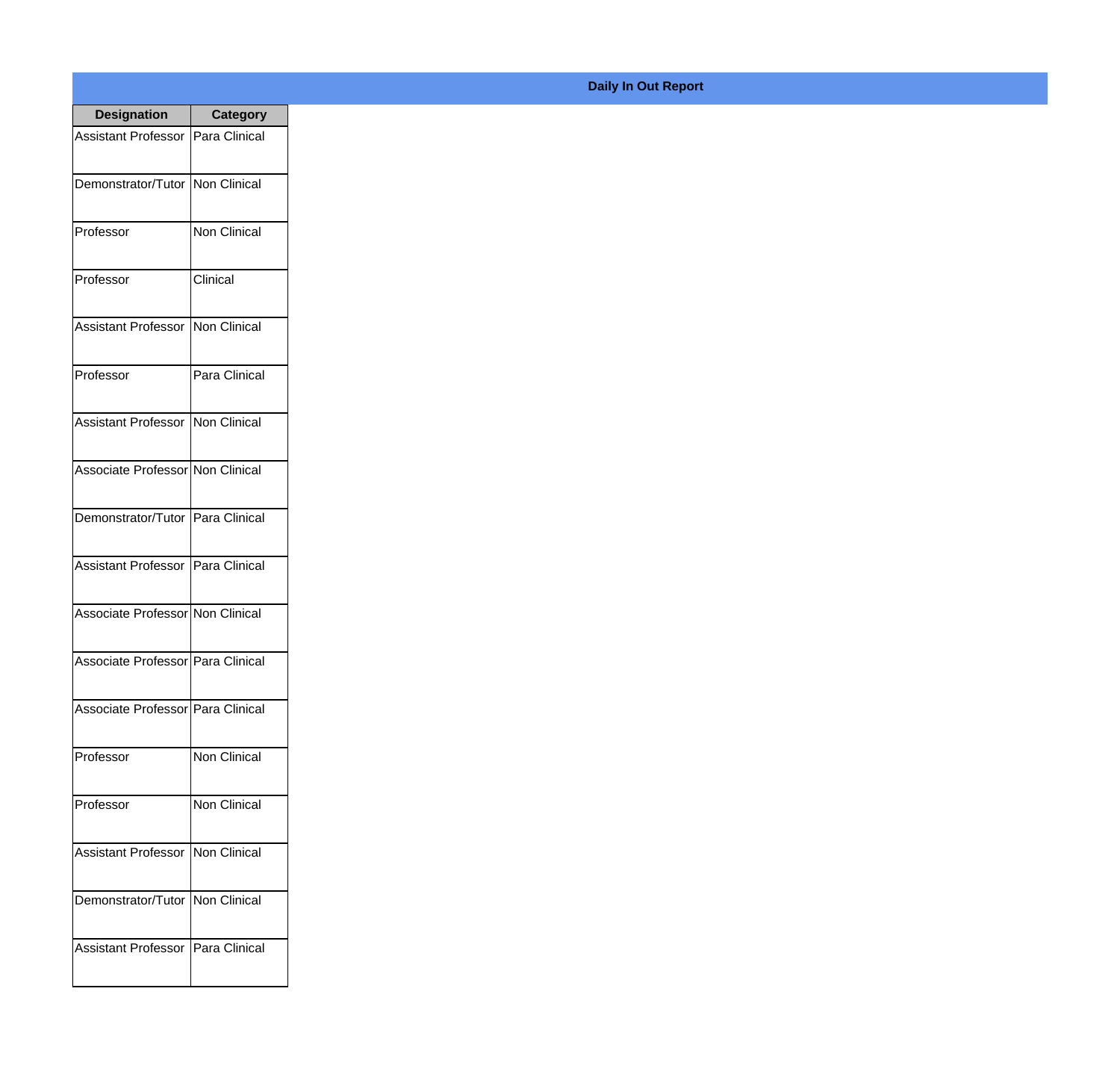# Daily In Out Report

| Designation | Category |
|---|---|
| Assistant Professor | Para Clinical |
| Demonstrator/Tutor | Non Clinical |
| Professor | Non Clinical |
| Professor | Clinical |
| Assistant Professor | Non Clinical |
| Professor | Para Clinical |
| Assistant Professor | Non Clinical |
| Associate Professor | Non Clinical |
| Demonstrator/Tutor | Para Clinical |
| Assistant Professor | Para Clinical |
| Associate Professor | Non Clinical |
| Associate Professor | Para Clinical |
| Associate Professor | Para Clinical |
| Professor | Non Clinical |
| Professor | Non Clinical |
| Assistant Professor | Non Clinical |
| Demonstrator/Tutor | Non Clinical |
| Assistant Professor | Para Clinical |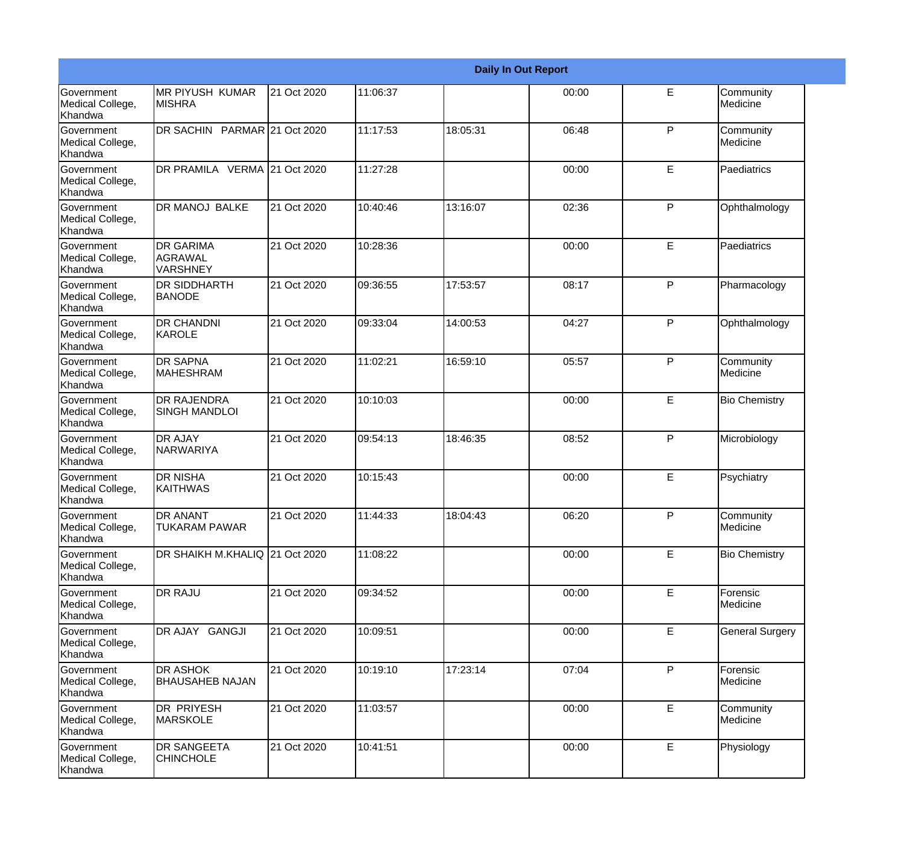| Daily In Out Report | | | | | | | |
|---|---|---|---|---|---|---|---|
| Government Medical College, Khandwa | MR PIYUSH KUMAR MISHRA | 21 Oct 2020 | 11:06:37 | | 00:00 | E | Community Medicine |
| Government Medical College, Khandwa | DR SACHIN PARMAR | 21 Oct 2020 | 11:17:53 | 18:05:31 | 06:48 | P | Community Medicine |
| Government Medical College, Khandwa | DR PRAMILA VERMA | 21 Oct 2020 | 11:27:28 | | 00:00 | E | Paediatrics |
| Government Medical College, Khandwa | DR MANOJ BALKE | 21 Oct 2020 | 10:40:46 | 13:16:07 | 02:36 | P | Ophthalmology |
| Government Medical College, Khandwa | DR GARIMA AGRAWAL VARSHNEY | 21 Oct 2020 | 10:28:36 | | 00:00 | E | Paediatrics |
| Government Medical College, Khandwa | DR SIDDHARTH BANODE | 21 Oct 2020 | 09:36:55 | 17:53:57 | 08:17 | P | Pharmacology |
| Government Medical College, Khandwa | DR CHANDNI KAROLE | 21 Oct 2020 | 09:33:04 | 14:00:53 | 04:27 | P | Ophthalmology |
| Government Medical College, Khandwa | DR SAPNA MAHESHRAM | 21 Oct 2020 | 11:02:21 | 16:59:10 | 05:57 | P | Community Medicine |
| Government Medical College, Khandwa | DR RAJENDRA SINGH MANDLOI | 21 Oct 2020 | 10:10:03 | | 00:00 | E | Bio Chemistry |
| Government Medical College, Khandwa | DR AJAY NARWARIYA | 21 Oct 2020 | 09:54:13 | 18:46:35 | 08:52 | P | Microbiology |
| Government Medical College, Khandwa | DR NISHA KAITHWAS | 21 Oct 2020 | 10:15:43 | | 00:00 | E | Psychiatry |
| Government Medical College, Khandwa | DR ANANT TUKARAM PAWAR | 21 Oct 2020 | 11:44:33 | 18:04:43 | 06:20 | P | Community Medicine |
| Government Medical College, Khandwa | DR SHAIKH M.KHALIQ | 21 Oct 2020 | 11:08:22 | | 00:00 | E | Bio Chemistry |
| Government Medical College, Khandwa | DR RAJU | 21 Oct 2020 | 09:34:52 | | 00:00 | E | Forensic Medicine |
| Government Medical College, Khandwa | DR AJAY GANGJI | 21 Oct 2020 | 10:09:51 | | 00:00 | E | General Surgery |
| Government Medical College, Khandwa | DR ASHOK BHAUSAHEB NAJAN | 21 Oct 2020 | 10:19:10 | 17:23:14 | 07:04 | P | Forensic Medicine |
| Government Medical College, Khandwa | DR PRIYESH MARSKOLE | 21 Oct 2020 | 11:03:57 | | 00:00 | E | Community Medicine |
| Government Medical College, Khandwa | DR SANGEETA CHINCHOLE | 21 Oct 2020 | 10:41:51 | | 00:00 | E | Physiology |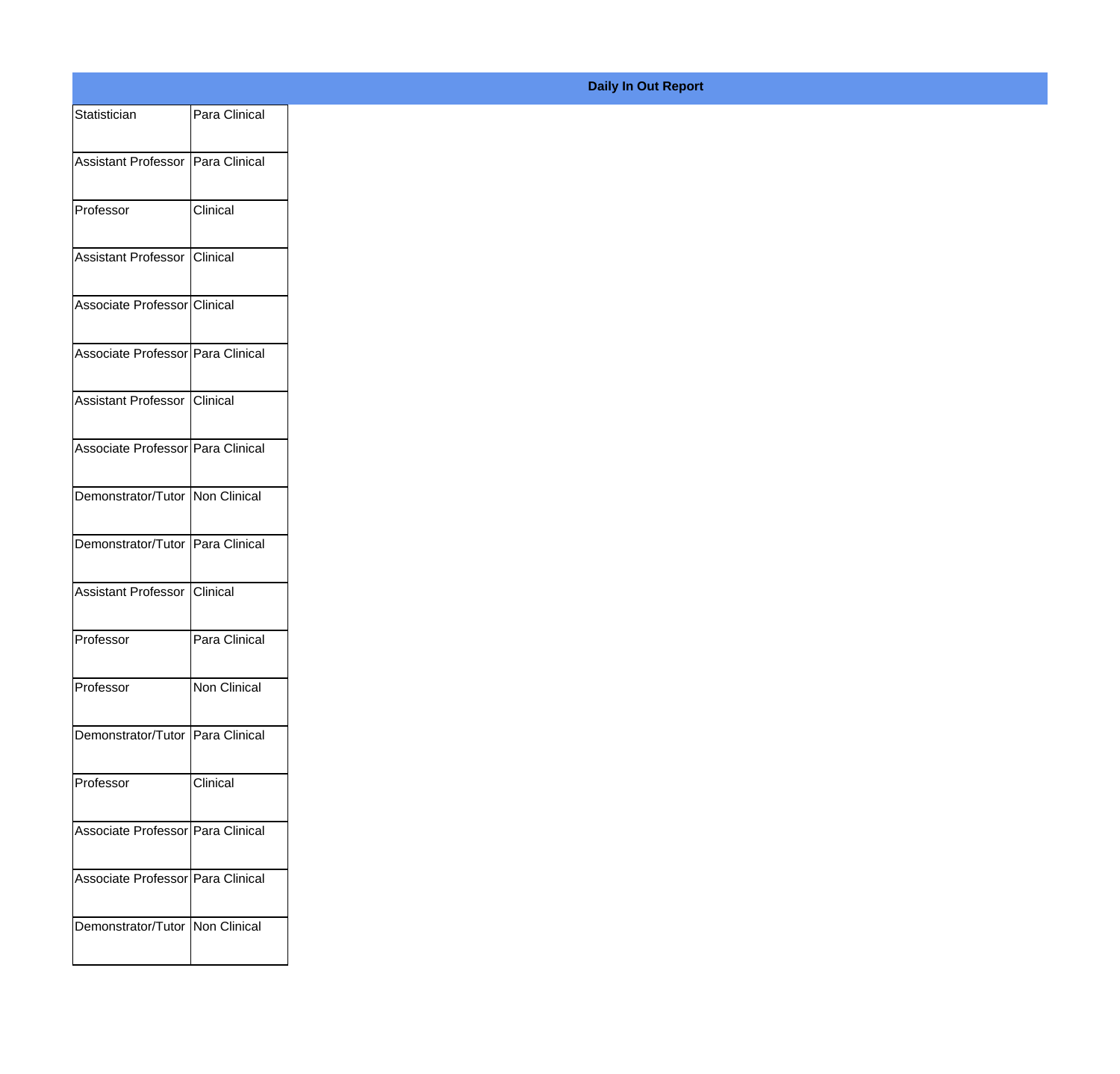**Daily In Out Report**

| | |
|---|---|
| Statistician | Para Clinical |
| Assistant Professor | Para Clinical |
| Professor | Clinical |
| Assistant Professor | Clinical |
| Associate Professor | Clinical |
| Associate Professor | Para Clinical |
| Assistant Professor | Clinical |
| Associate Professor | Para Clinical |
| Demonstrator/Tutor | Non Clinical |
| Demonstrator/Tutor | Para Clinical |
| Assistant Professor | Clinical |
| Professor | Para Clinical |
| Professor | Non Clinical |
| Demonstrator/Tutor | Para Clinical |
| Professor | Clinical |
| Associate Professor | Para Clinical |
| Associate Professor | Para Clinical |
| Demonstrator/Tutor | Non Clinical |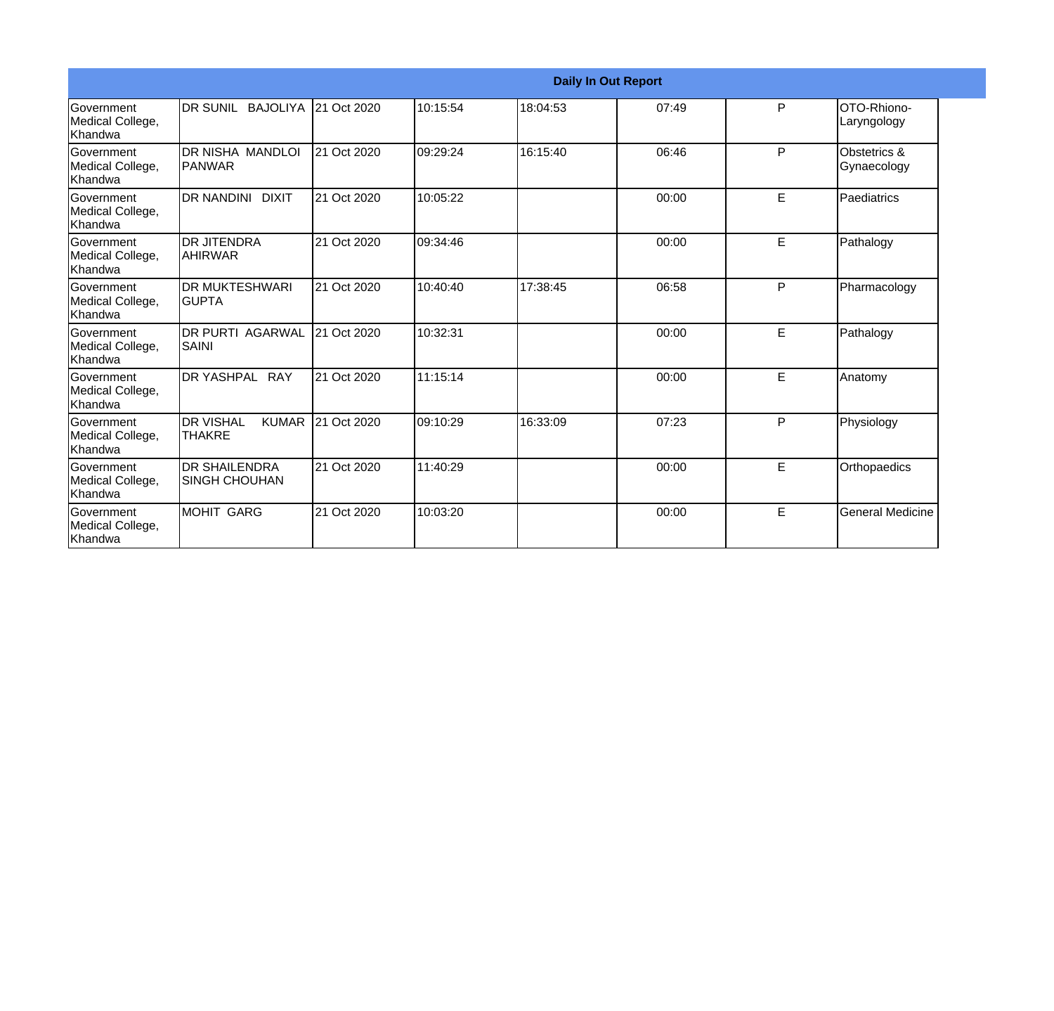| Daily In Out Report | | | | | | | |
|---|---|---|---|---|---|---|---|
| Government Medical College, Khandwa | DR SUNIL BAJOLIYA | 21 Oct 2020 | 10:15:54 | 18:04:53 | 07:49 | P | OTO-Rhiono-Laryngology |
| Government Medical College, Khandwa | DR NISHA MANDLOI PANWAR | 21 Oct 2020 | 09:29:24 | 16:15:40 | 06:46 | P | Obstetrics & Gynaecology |
| Government Medical College, Khandwa | DR NANDINI DIXIT | 21 Oct 2020 | 10:05:22 | | 00:00 | E | Paediatrics |
| Government Medical College, Khandwa | DR JITENDRA AHIRWAR | 21 Oct 2020 | 09:34:46 | | 00:00 | E | Pathalogy |
| Government Medical College, Khandwa | DR MUKTESHWARI GUPTA | 21 Oct 2020 | 10:40:40 | 17:38:45 | 06:58 | P | Pharmacology |
| Government Medical College, Khandwa | DR PURTI AGARWAL SAINI | 21 Oct 2020 | 10:32:31 | | 00:00 | E | Pathalogy |
| Government Medical College, Khandwa | DR YASHPAL RAY | 21 Oct 2020 | 11:15:14 | | 00:00 | E | Anatomy |
| Government Medical College, Khandwa | DR VISHAL KUMAR THAKRE | 21 Oct 2020 | 09:10:29 | 16:33:09 | 07:23 | P | Physiology |
| Government Medical College, Khandwa | DR SHAILENDRA SINGH CHOUHAN | 21 Oct 2020 | 11:40:29 | | 00:00 | E | Orthopaedics |
| Government Medical College, Khandwa | MOHIT GARG | 21 Oct 2020 | 10:03:20 | | 00:00 | E | General Medicine |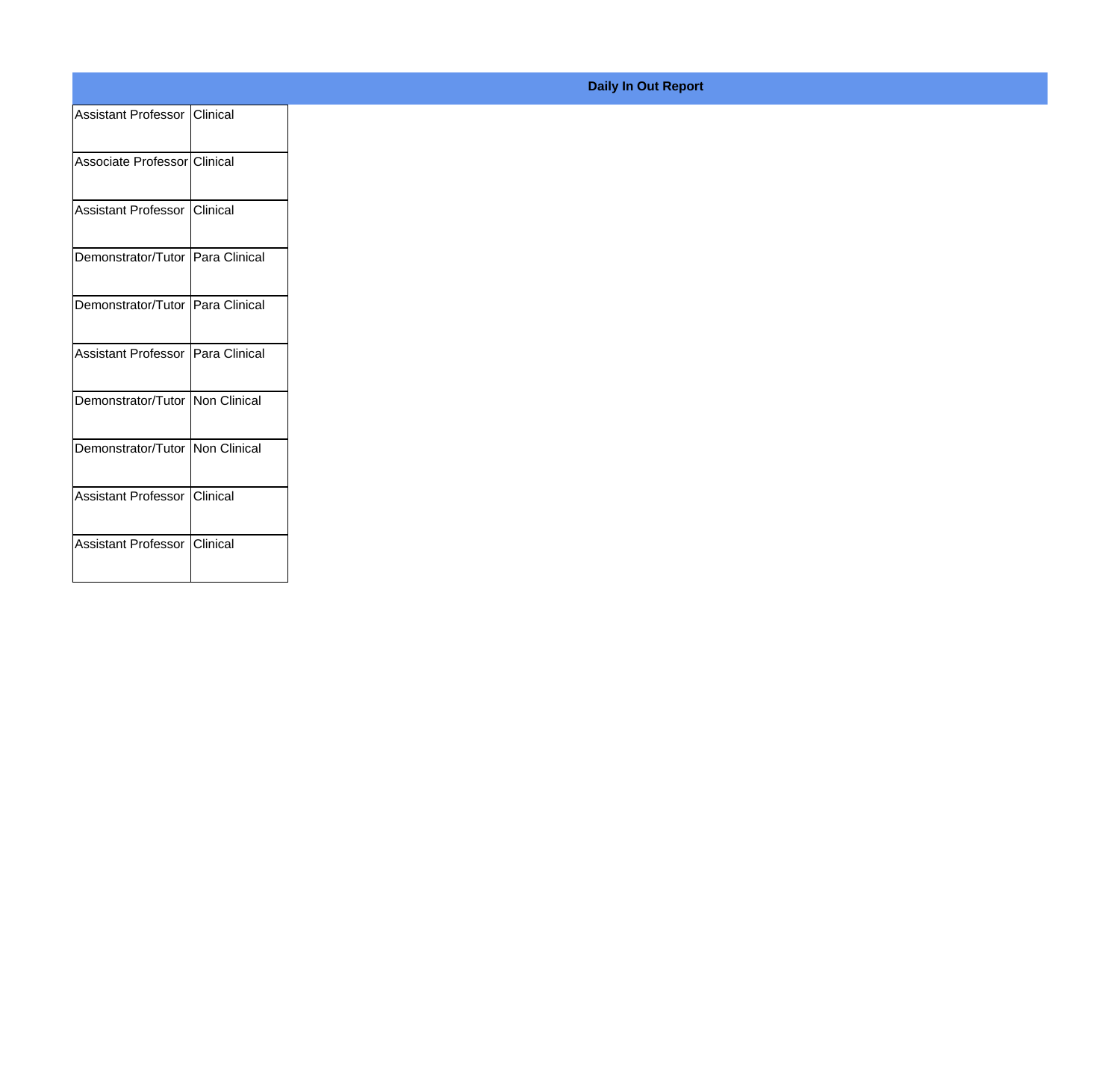**Daily In Out Report**

| | |
|---|---|
| Assistant Professor | Clinical |
| Associate Professor | Clinical |
| Assistant Professor | Clinical |
| Demonstrator/Tutor | Para Clinical |
| Demonstrator/Tutor | Para Clinical |
| Assistant Professor | Para Clinical |
| Demonstrator/Tutor | Non Clinical |
| Demonstrator/Tutor | Non Clinical |
| Assistant Professor | Clinical |
| Assistant Professor | Clinical |